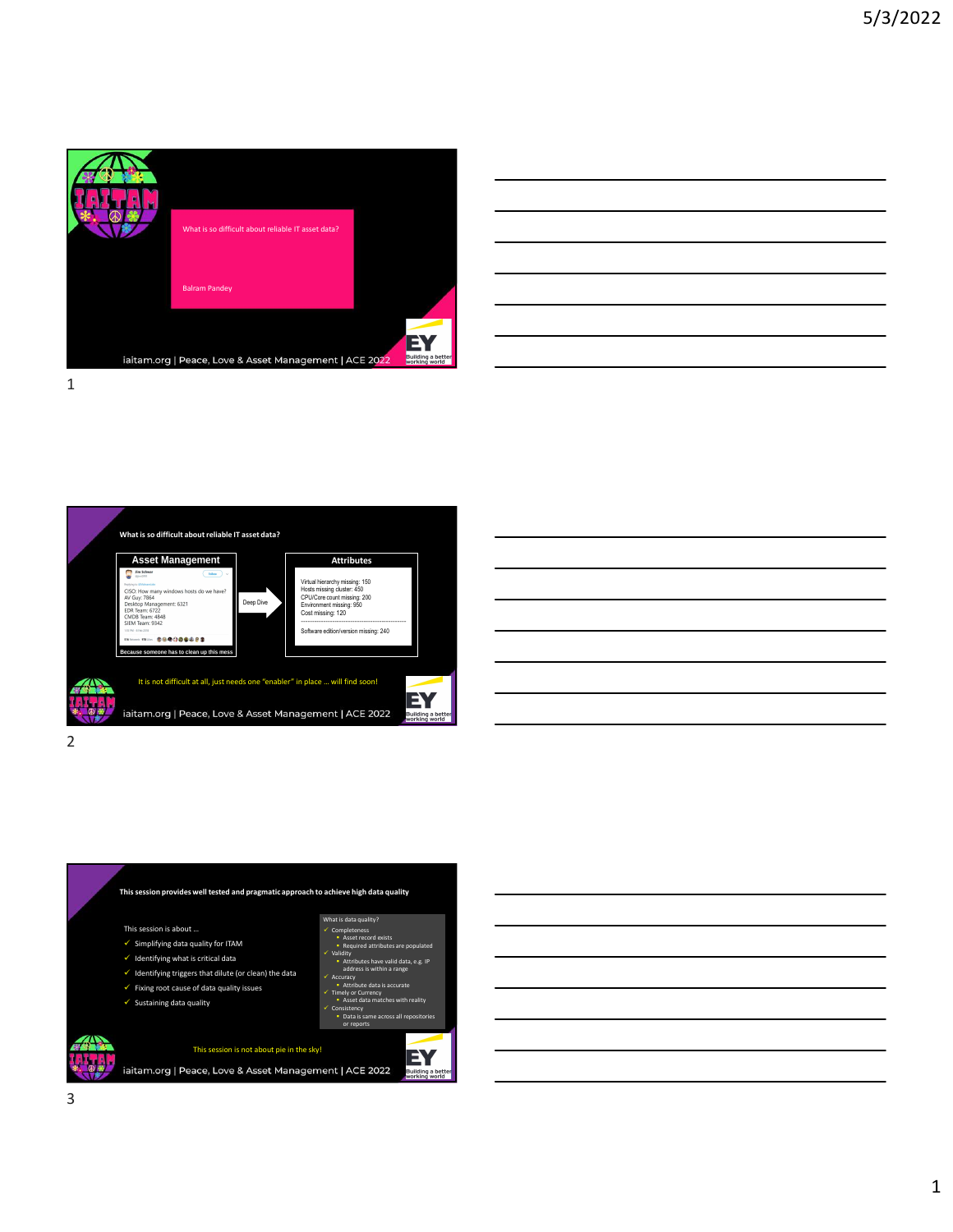## What is so difficult about reliable IT asset data?

Balram Pandey

---

### What is so difficult about reliable IT asset data?

**Asset Management**

CISO: How many windows hosts do we have?
AV Guy: 7864
Desktop Management: 6321
EDR Team: 6722
CMDB Team: 4848
SIEM Team: 9342

Because someone has to clean up this mess

Deep Dive

**Attributes**

Virtual hierarchy missing: 150
Hosts missing cluster: 450
CPU/Core count missing: 200
Environment missing: 950
Cost missing: 120

Software edition/version missing: 240

It is not difficult at all, just needs one "enabler" in place … will find soon!

---

### This session provides well tested and pragmatic approach to achieve high data quality

This session is about …

- ✓ Simplifying data quality for ITAM
- ✓ Identifying what is critical data
- ✓ Identifying triggers that dilute (or clean) the data
- ✓ Fixing root cause of data quality issues
- ✓ Sustaining data quality

What is data quality?

- ✓ Completeness
  - Asset record exists
  - Required attributes are populated
- ✓ Validity
  - Attributes have valid data, e.g. IP address is within a range
- ✓ Accuracy
  - Attribute data is accurate
- ✓ Timely or Currency
  - Asset data matches with reality
- ✓ Consistency
  - Data is same across all repositories or reports

This session is not about pie in the sky!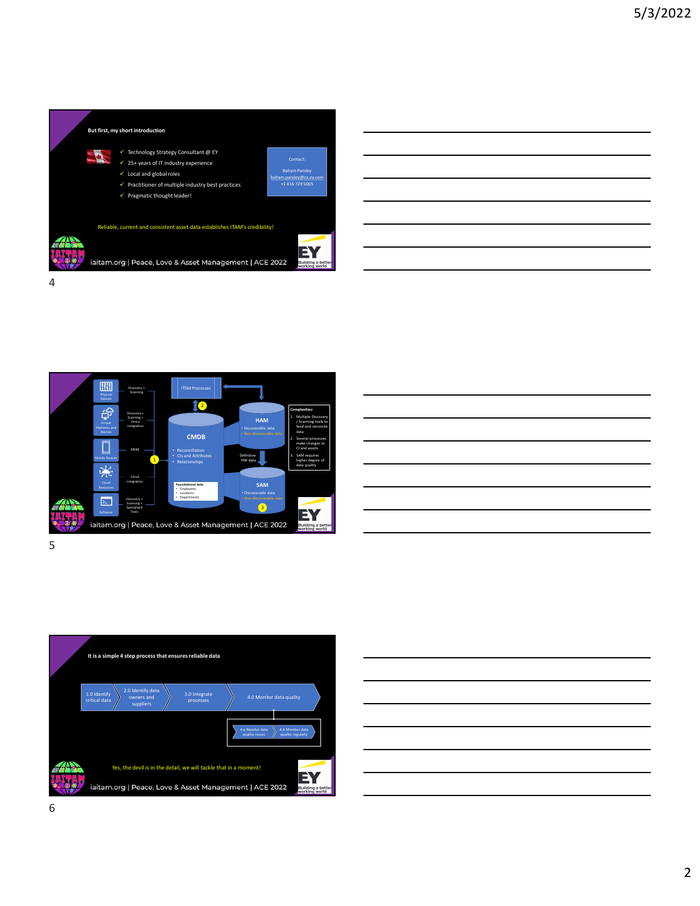## But first, my short introduction

- ✓ Technology Strategy Consultant @ EY
- ✓ 25+ years of IT industry experience
- ✓ Local and global roles
- ✓ Practitioner of multiple industry best practices
- ✓ Pragmatic thought leader!

Contact:
Balram Pandey
balram.pandey@ca.ey.com
+1 416 729 5005

Reliable, current and consistent asset data establishes ITAM's credibility!

iaitam.org | Peace, Love & Asset Management | ACE 2022

4

---

Physical Devices — Discovery + Scanning

Virtual Platforms and Devices — Discovery + Scanning + Direct Integration

Mobile Devices — MDM

Cloud Resources — Cloud Integration

Software — Discovery + Scanning + Specialized Tools

ITSM Processes

CMDB
- Reconciliation
- CIs and Attributes
- Relationships

Foundational data
- Employees
- Locations
- Departments

HAM
- Discoverable data
- Non-discoverable data

Definitive HW data

SAM
- Discoverable data
- Non-discoverable data

Complexities:
1. Multiple Discovery / Scanning tools to feed and reconcile data
2. Several processes make changes to CI and assets
3. SAM requires higher degree of data quality

iaitam.org | Peace, Love & Asset Management | ACE 2022

5

---

## It is a simple 4 step process that ensures reliable data

1.0 Identify critical data → 2.0 Identify data owners and suppliers → 3.0 Integrate processes → 4.0 Monitor data quality

- 4.a Resolve data quality issues
- 4.b Monitor data quality regularly

Yes, the devil is in the detail, we will tackle that in a moment!

iaitam.org | Peace, Love & Asset Management | ACE 2022

6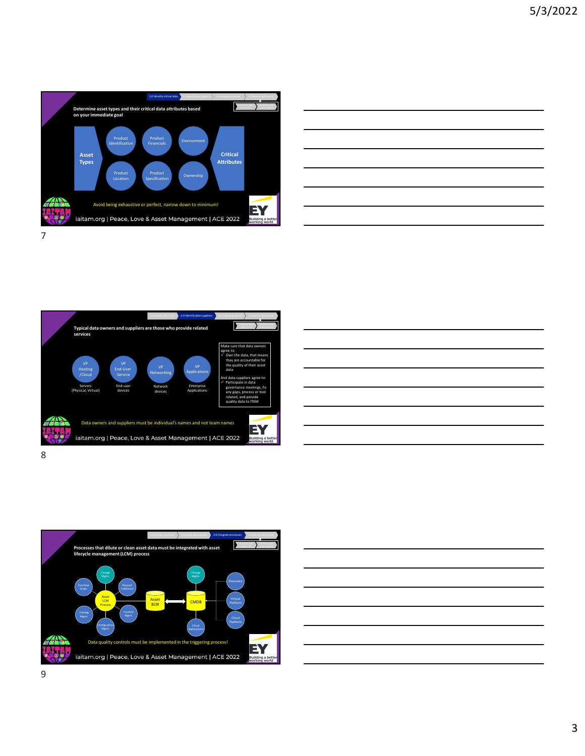1.0 Identify critical data

**Determine asset types and their critical data attributes based on your immediate goal**

Asset Types

- Product Identification
- Product Financials
- Environment
- Product Location
- Product Specification
- Ownership

Critical Attributes

Avoid being exhaustive or perfect, narrow down to minimum!

iaitam.org | Peace, Love & Asset Management | ACE 2022

EY Building a better working world

7

2.0 Identify data suppliers

**Typical data owners and suppliers are those who provide related services**

- VP Hosting /Cloud — Servers (Physical, Virtual)
- VP End-User Service — End-user devices
- VP Networking — Network devices
- VP Applications — Enterprise Applications

Make sure that data owners agree to:

- ✓ Own the data, that means they are accountable for the quality of their asset data

And data suppliers agree to:

- ✓ Participate in data governance meetings, fix any gaps, process or tool related, and provide quality data to ITAM

Data owners and suppliers must be individual's names and not team names

iaitam.org | Peace, Love & Asset Management | ACE 2022

EY Building a better working world

8

3.0 Integrate processes

**Processes that dilute or clean asset data must be integrated with asset lifecycle management (LCM) process**

- Asset LCM Process: Change Mgmt., Purchase Order, Request Fulfilment, Catalog Mgmt., Incident Mgmt., Configuration Mgmt.
- Asset BOR ⟷ CMDB
- CMDB: Change Mgmt., Cloud Deployment, Discovery, Virtual Platform, Cloud Platform

Data quality controls must be implemented in the triggering process!

iaitam.org | Peace, Love & Asset Management | ACE 2022

EY Building a better working world

9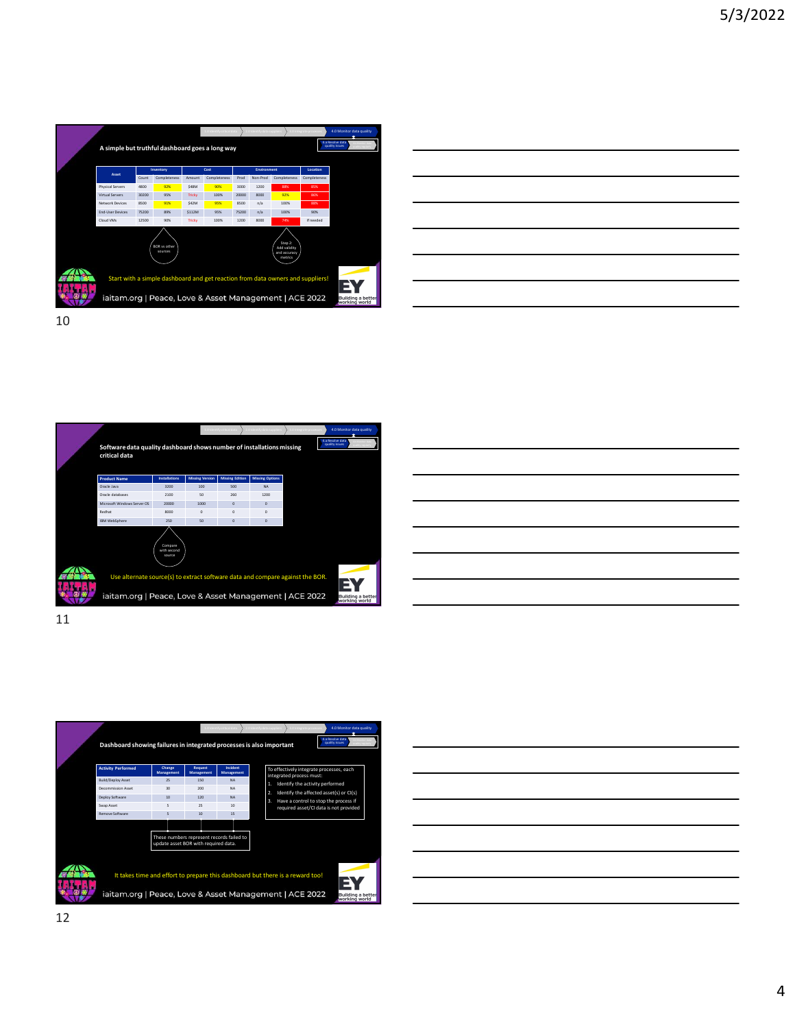## A simple but truthful dashboard goes a long way

| Asset | Inventory | | Cost | | Environment | | | Location |
|---|---|---|---|---|---|---|---|---|
| | Count | Completeness | Amount | Completeness | Prod | Non-Prod | Completeness | Completeness |
| Physical Servers | 4800 | 92% | $48M | 90% | 3000 | 1200 | 88% | 85% |
| Virtual Servers | 30200 | 95% | Tricky | 100% | 20000 | 8000 | 92% | 80% |
| Network Devices | 8500 | 91% | $42M | 95% | 8500 | n/a | 100% | 88% |
| End-User Devices | 75200 | 89% | $112M | 95% | 75200 | n/a | 100% | 90% |
| Cloud VMs | 12500 | 90% | Tricky | 100% | 1200 | 8000 | 74% | If needed |

BOR vs other sources

Step 2: Add validity and accuracy metrics

Start with a simple dashboard and get reaction from data owners and suppliers!

iaitam.org | Peace, Love & Asset Management | ACE 2022

10

## Software data quality dashboard shows number of installations missing critical data

| Product Name | Installations | Missing Version | Missing Edition | Missing Options |
|---|---|---|---|---|
| Oracle Java | 3200 | 100 | 500 | NA |
| Oracle databases | 2100 | 50 | 260 | 1200 |
| Microsoft Windows Server OS | 20000 | 1000 | 0 | 0 |
| Redhat | 8000 | 0 | 0 | 0 |
| IBM WebSphere | 250 | 50 | 0 | 0 |

Compare with second source

Use alternate source(s) to extract software data and compare against the BOR.

iaitam.org | Peace, Love & Asset Management | ACE 2022

11

## Dashboard showing failures in integrated processes is also important

| Activity Performed | Change Management | Request Management | Incident Management |
|---|---|---|---|
| Build/Deploy Asset | 25 | 150 | NA |
| Decommission Asset | 30 | 200 | NA |
| Deploy Software | 10 | 120 | NA |
| Swap Asset | 5 | 25 | 30 |
| Remove Software | 5 | 10 | 15 |

These numbers represent records failed to update asset BOR with required data.

To effectively integrate processes, each integrated process must:

1. Identify the activity performed
2. Identify the affected asset(s) or CI(s)
3. Have a control to stop the process if required asset/CI data is not provided

It takes time and effort to prepare this dashboard but there is a reward too!

iaitam.org | Peace, Love & Asset Management | ACE 2022

12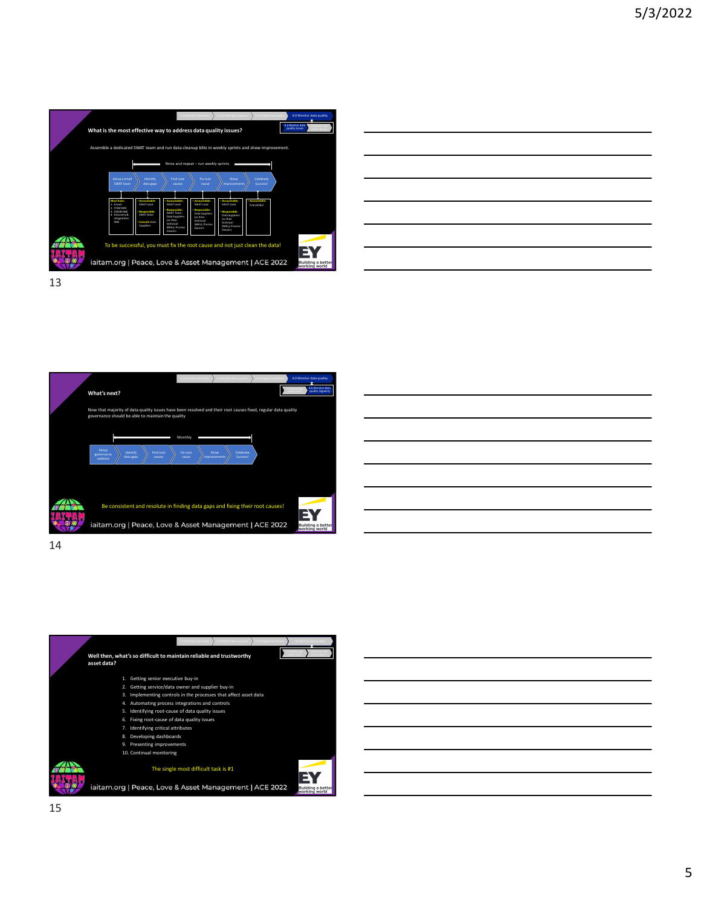## What is the most effective way to address data quality issues?

Assemble a dedicated SWAT team and run data cleanup blitz in weekly sprints and show improvement.

Rinse and repeat – run weekly sprints

Setup a small SWAT team → Identify data gaps → Find root causes → Fix root cause → Show improvements → Celebrate Success!

| Setup a small SWAT team | Identify data gaps | Find root causes | Fix root cause | Show improvements | Celebrate Success! |
|---|---|---|---|---|---|
| Must haves: 1. A lead 2. ITAM SME 3. CMDB SME 4. Discovery & integrations SME | • Accountable: SWAT Lead • Responsible: SWAT team • Consult: Data Suppliers | • Accountable: SWAT Lead • Responsible: SWAT Team, Data Suppliers (or their technical SMEs), Process Owners | • Accountable: SWAT Lead • Responsible: Data Suppliers (or their technical SMEs), Process Owners | • Accountable: SWAT Lead • Responsible: Data Suppliers (or their technical SMEs), Process Owners | • Accountable: Everybody! |

To be successful, you must fix the root cause and not just clean the data!

iaitam.org | Peace, Love & Asset Management | ACE 2022

## What's next?

Now that majority of data quality issues have been resolved and their root causes fixed, regular data quality governance should be able to maintain the quality

Monthly

Setup governance cadence → Identify data gaps → Find root causes → Fix root cause → Show improvements → Celebrate Success!

Be consistent and resolute in finding data gaps and fixing their root causes!

iaitam.org | Peace, Love & Asset Management | ACE 2022

## Well then, what's so difficult to maintain reliable and trustworthy asset data?

1. Getting senior executive buy-in
2. Getting service/data owner and supplier buy-in
3. Implementing controls in the processes that affect asset data
4. Automating process integrations and controls
5. Identifying root-cause of data quality issues
6. Fixing root-cause of data quality issues
7. Identifying critical attributes
8. Developing dashboards
9. Presenting improvements
10. Continual monitoring

The single most difficult task is #1

iaitam.org | Peace, Love & Asset Management | ACE 2022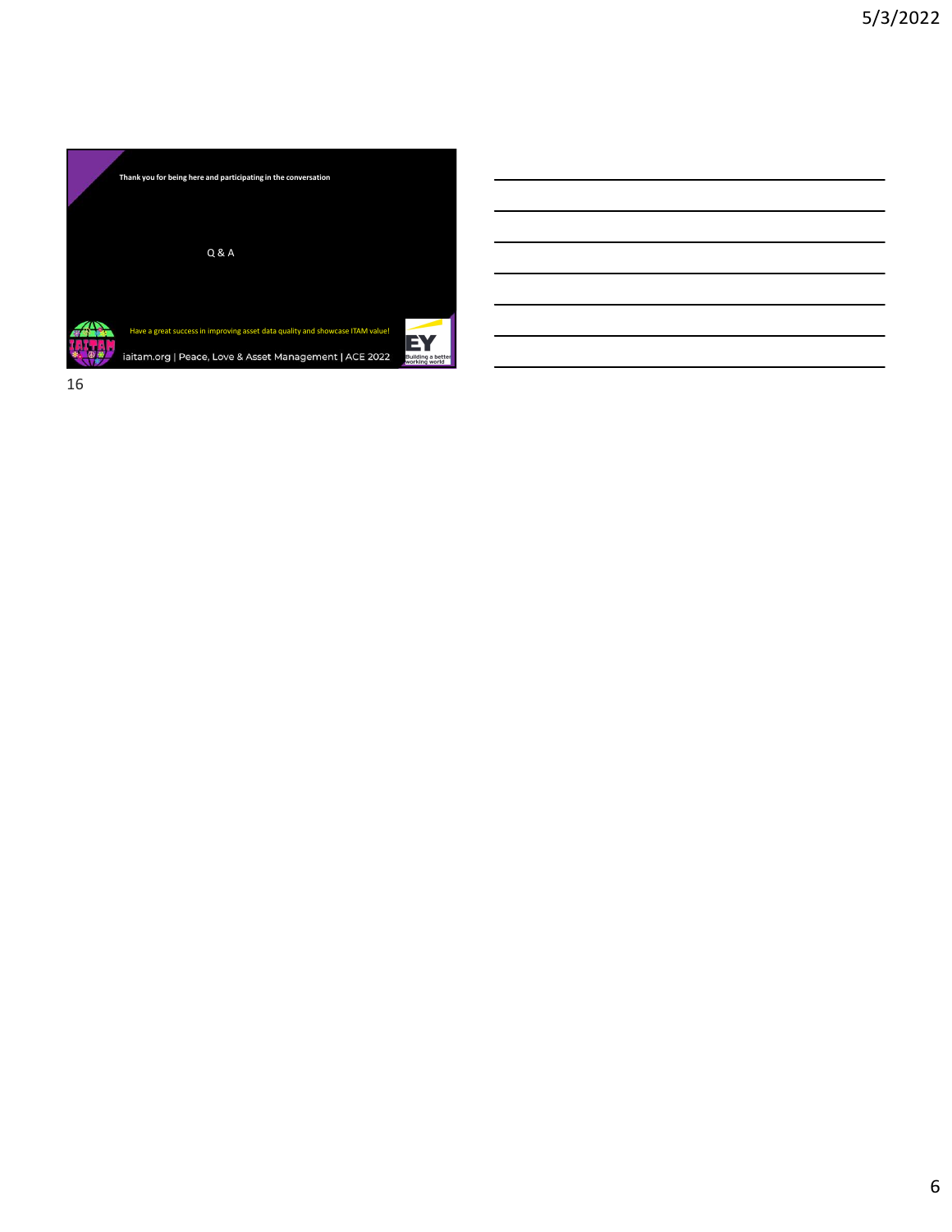Thank you for being here and participating in the conversation

Q & A

Have a great success in improving asset data quality and showcase ITAM value!

iaitam.org | Peace, Love & Asset Management | ACE 2022

EY

Building a better working world

16